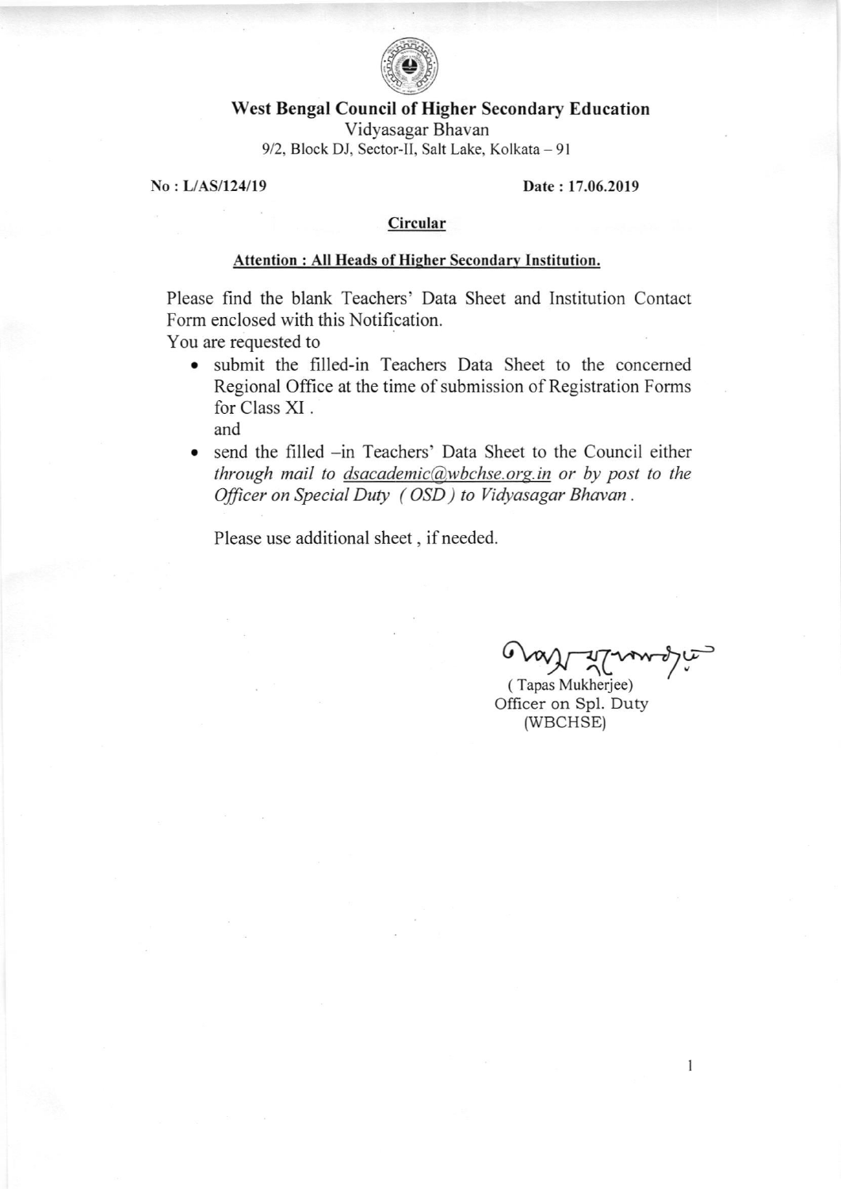# West Bengal Council of Higher Secondary Education

Vidyasagar Bhavan

9/2, Block DJ, Sector-II, Salt Lake, Kolkata – 91

**No : L/AS/124/19** **Date : 17.06.2019**

## Circular

**Attention : All Heads of Higher Secondary Institution.**

Please find the blank Teachers' Data Sheet and Institution Contact Form enclosed with this Notification.

You are requested to

- submit the filled-in Teachers Data Sheet to the concerned Regional Office at the time of submission of Registration Forms for Class XI .

  and

- send the filled –in Teachers' Data Sheet to the Council either *through mail to dsacademic@wbchse.org.in or by post to the Officer on Special Duty ( OSD ) to Vidyasagar Bhavan* .

Please use additional sheet , if needed.

( Tapas Mukherjee)

Officer on Spl. Duty

(WBCHSE)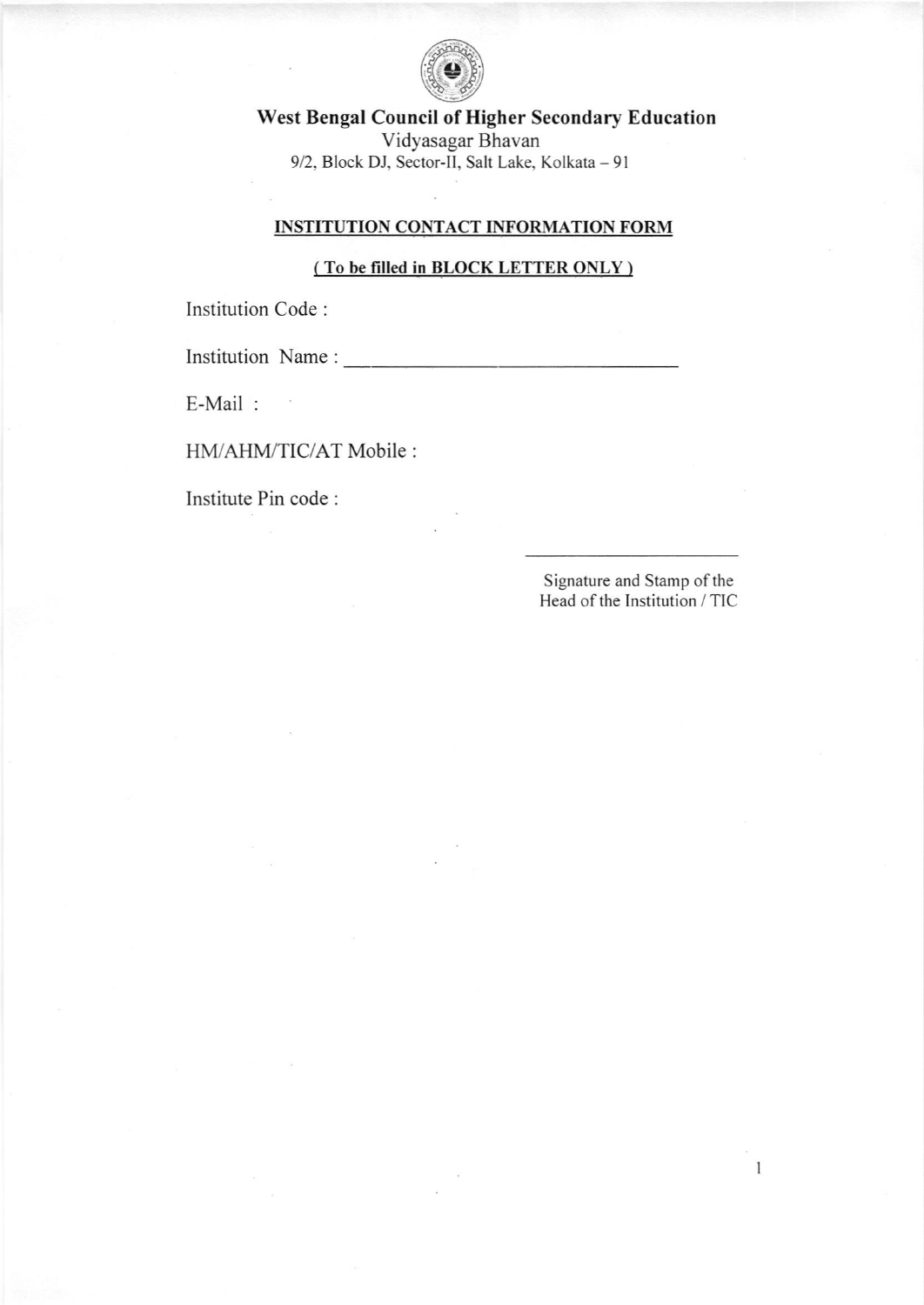# West Bengal Council of Higher Secondary Education

Vidyasagar Bhavan

9/2, Block DJ, Sector-II, Salt Lake, Kolkata – 91

## INSTITUTION CONTACT INFORMATION FORM

**( To be filled in BLOCK LETTER ONLY )**

Institution Code :

Institution Name : ___________________________________

E-Mail :

HM/AHM/TIC/AT Mobile :

Institute Pin code :

________________________

Signature and Stamp of the
Head of the Institution / TIC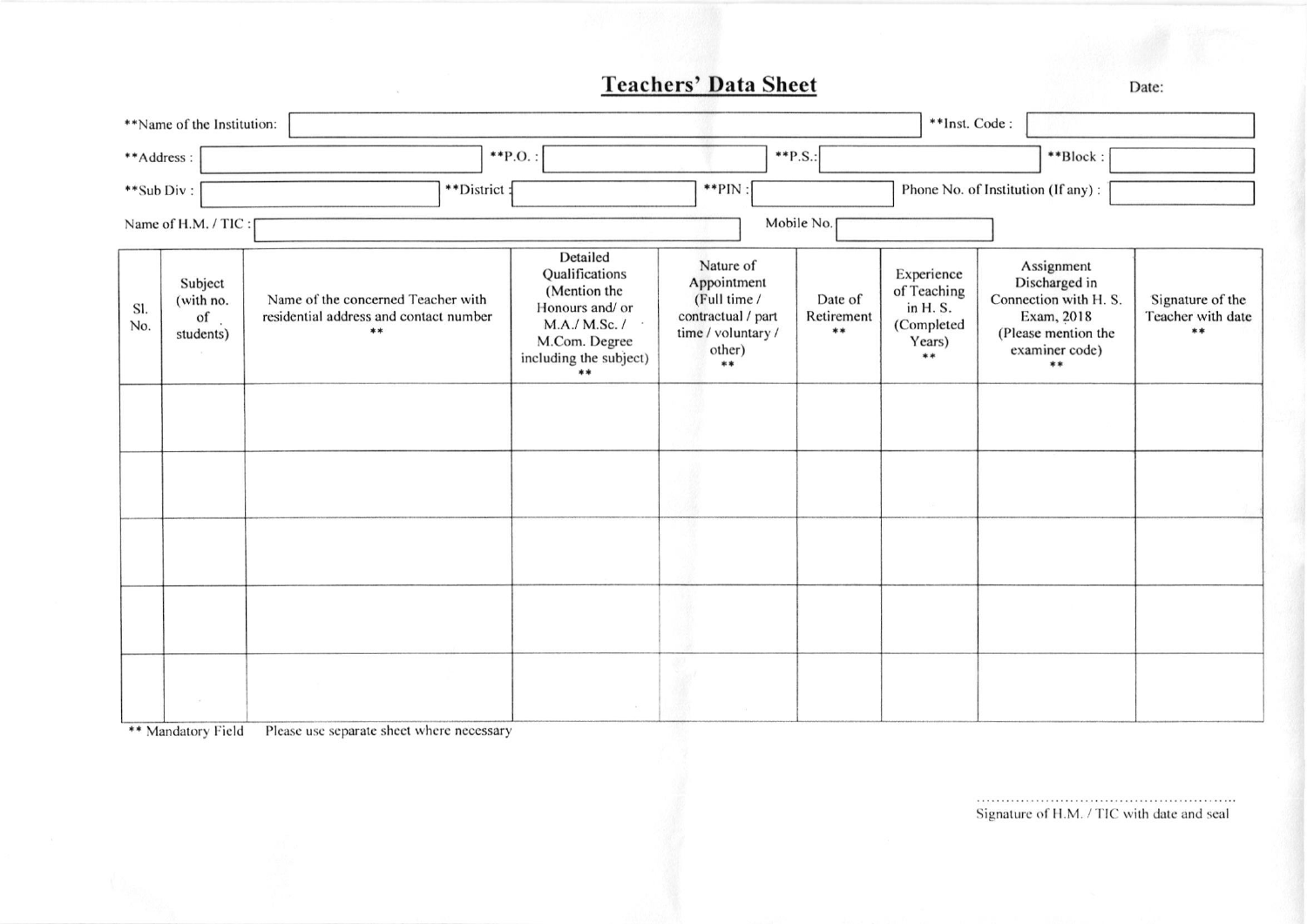# Teachers' Data Sheet

Date:

**Name of the Institution: ______ **Inst. Code : ______

**Address : ______ **P.O. : ______ **P.S.: ______ **Block : ______

**Sub Div : ______ **District : ______ **PIN : ______ Phone No. of Institution (If any) : ______

Name of H.M. / TIC : ______ Mobile No. ______

| Sl. No. | Subject (with no. of students) | Name of the concerned Teacher with residential address and contact number ** | Detailed Qualifications (Mention the Honours and/ or M.A./ M.Sc. / M.Com. Degree including the subject) ** | Nature of Appointment (Full time / contractual / part time / voluntary / other) ** | Date of Retirement ** | Experience of Teaching in H. S. (Completed Years) ** | Assignment Discharged in Connection with H. S. Exam, 2018 (Please mention the examiner code) ** | Signature of the Teacher with date ** |
|---|---|---|---|---|---|---|---|---|
| | | | | | | | | |
| | | | | | | | | |
| | | | | | | | | |
| | | | | | | | | |
| | | | | | | | | |

** Mandatory Field Please use separate sheet where necessary

........................................................

Signature of H.M. / TIC with date and seal